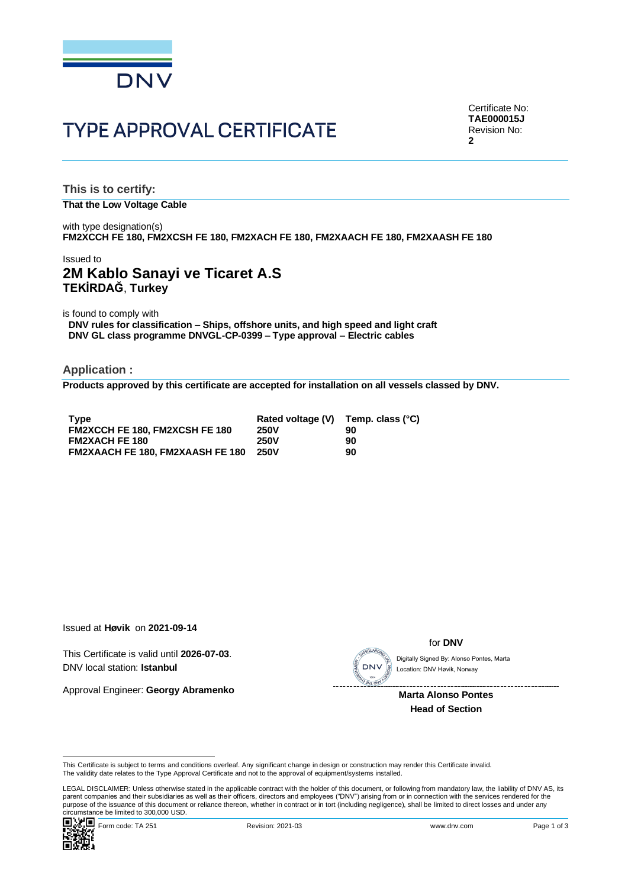DNV

# TYPE APPROVAL CERTIFICATE

Certificate No:
**TAE000015J**
Revision No:
**2**

## This is to certify:

**That the Low Voltage Cable**

with type designation(s)
**FM2XCCH FE 180, FM2XCSH FE 180, FM2XACH FE 180, FM2XAACH FE 180, FM2XAASH FE 180**

Issued to
## 2M Kablo Sanayi ve Ticaret A.S
**TEKİRDAĞ**, **Turkey**

is found to comply with
**DNV rules for classification – Ships, offshore units, and high speed and light craft**
**DNV GL class programme DNVGL-CP-0399 – Type approval – Electric cables**

## Application :

**Products approved by this certificate are accepted for installation on all vessels classed by DNV.**

| Type | Rated voltage (V) | Temp. class (°C) |
|---|---|---|
| FM2XCCH FE 180, FM2XCSH FE 180 | 250V | 90 |
| FM2XACH FE 180 | 250V | 90 |
| FM2XAACH FE 180, FM2XAASH FE 180 | 250V | 90 |

Issued at **Høvik** on **2021-09-14**

This Certificate is valid until **2026-07-03**.
DNV local station: **Istanbul**

Approval Engineer: **Georgy Abramenko**

for **DNV**

Digitally Signed By: Alonso Pontes, Marta
Location: DNV Høvik, Norway

**Marta Alonso Pontes**
**Head of Section**

This Certificate is subject to terms and conditions overleaf. Any significant change in design or construction may render this Certificate invalid.
The validity date relates to the Type Approval Certificate and not to the approval of equipment/systems installed.

LEGAL DISCLAIMER: Unless otherwise stated in the applicable contract with the holder of this document, or following from mandatory law, the liability of DNV AS, its parent companies and their subsidiaries as well as their officers, directors and employees ("DNV") arising from or in connection with the services rendered for the purpose of the issuance of this document or reliance thereon, whether in contract or in tort (including negligence), shall be limited to direct losses and under any circumstance be limited to 300,000 USD.

Form code: TA 251 Revision: 2021-03 www.dnv.com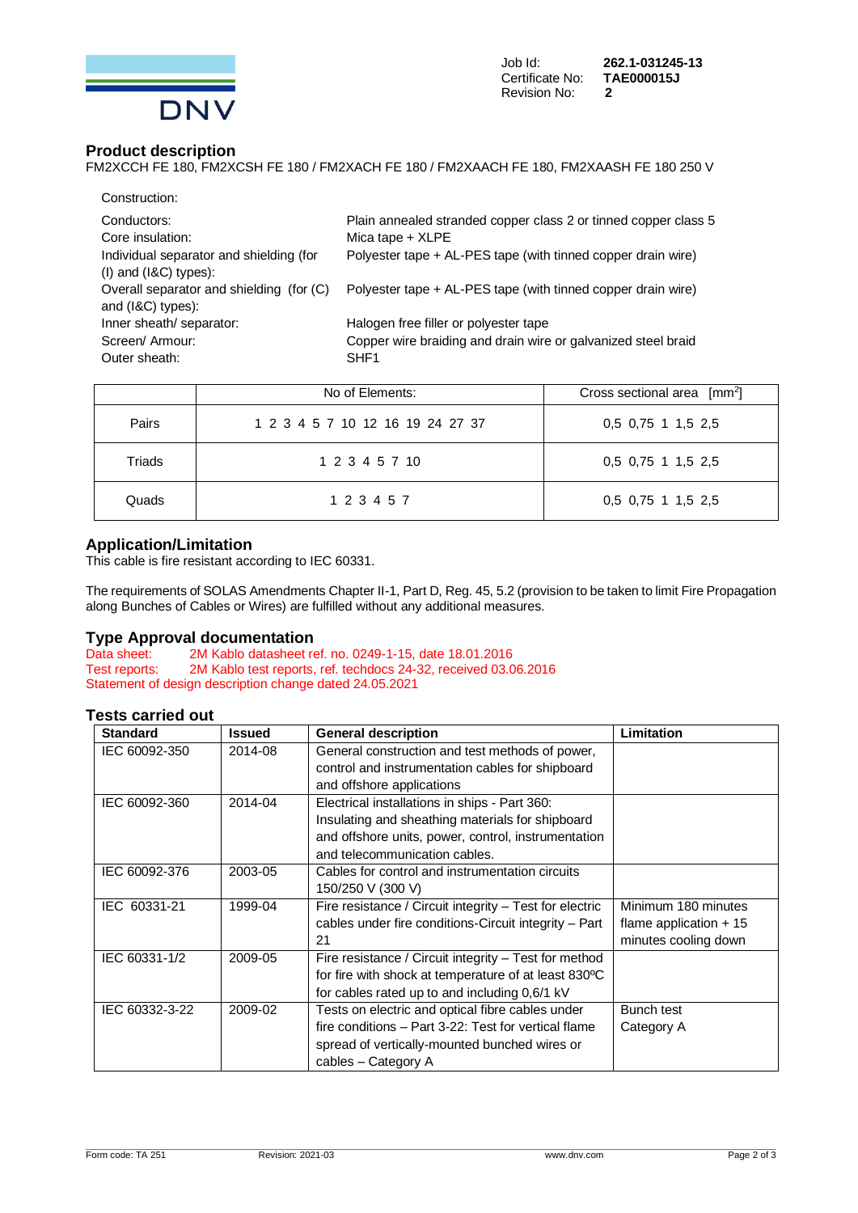Job Id: **262.1-031245-13**
Certificate No: **TAE000015J**
Revision No: **2**

## Product description

FM2XCCH FE 180, FM2XCSH FE 180 / FM2XACH FE 180 / FM2XAACH FE 180, FM2XAASH FE 180 250 V

Construction:

| | |
|---|---|
| Conductors: | Plain annealed stranded copper class 2 or tinned copper class 5 |
| Core insulation: | Mica tape + XLPE |
| Individual separator and shielding (for (I) and (I&C) types): | Polyester tape + AL-PES tape (with tinned copper drain wire) |
| Overall separator and shielding (for (C) and (I&C) types): | Polyester tape + AL-PES tape (with tinned copper drain wire) |
| Inner sheath/ separator: | Halogen free filler or polyester tape |
| Screen/ Armour: | Copper wire braiding and drain wire or galvanized steel braid |
| Outer sheath: | SHF1 |

| | No of Elements: | Cross sectional area [$mm^2$] |
|---|---|---|
| Pairs | 1 2 3 4 5 7 10 12 16 19 24 27 37 | 0,5 0,75 1 1,5 2,5 |
| Triads | 1 2 3 4 5 7 10 | 0,5 0,75 1 1,5 2,5 |
| Quads | 1 2 3 4 5 7 | 0,5 0,75 1 1,5 2,5 |

## Application/Limitation

This cable is fire resistant according to IEC 60331.

The requirements of SOLAS Amendments Chapter II-1, Part D, Reg. 45, 5.2 (provision to be taken to limit Fire Propagation along Bunches of Cables or Wires) are fulfilled without any additional measures.

## Type Approval documentation

Data sheet: 2M Kablo datasheet ref. no. 0249-1-15, date 18.01.2016
Test reports: 2M Kablo test reports, ref. techdocs 24-32, received 03.06.2016
Statement of design description change dated 24.05.2021

## Tests carried out

| Standard | Issued | General description | Limitation |
|---|---|---|---|
| IEC 60092-350 | 2014-08 | General construction and test methods of power, control and instrumentation cables for shipboard and offshore applications | |
| IEC 60092-360 | 2014-04 | Electrical installations in ships - Part 360: Insulating and sheathing materials for shipboard and offshore units, power, control, instrumentation and telecommunication cables. | |
| IEC 60092-376 | 2003-05 | Cables for control and instrumentation circuits 150/250 V (300 V) | |
| IEC 60331-21 | 1999-04 | Fire resistance / Circuit integrity – Test for electric cables under fire conditions-Circuit integrity – Part 21 | Minimum 180 minutes flame application + 15 minutes cooling down |
| IEC 60331-1/2 | 2009-05 | Fire resistance / Circuit integrity – Test for method for fire with shock at temperature of at least 830ºC for cables rated up to and including 0,6/1 kV | |
| IEC 60332-3-22 | 2009-02 | Tests on electric and optical fibre cables under fire conditions – Part 3-22: Test for vertical flame spread of vertically-mounted bunched wires or cables – Category A | Bunch test Category A |

Form code: TA 251 Revision: 2021-03 www.dnv.com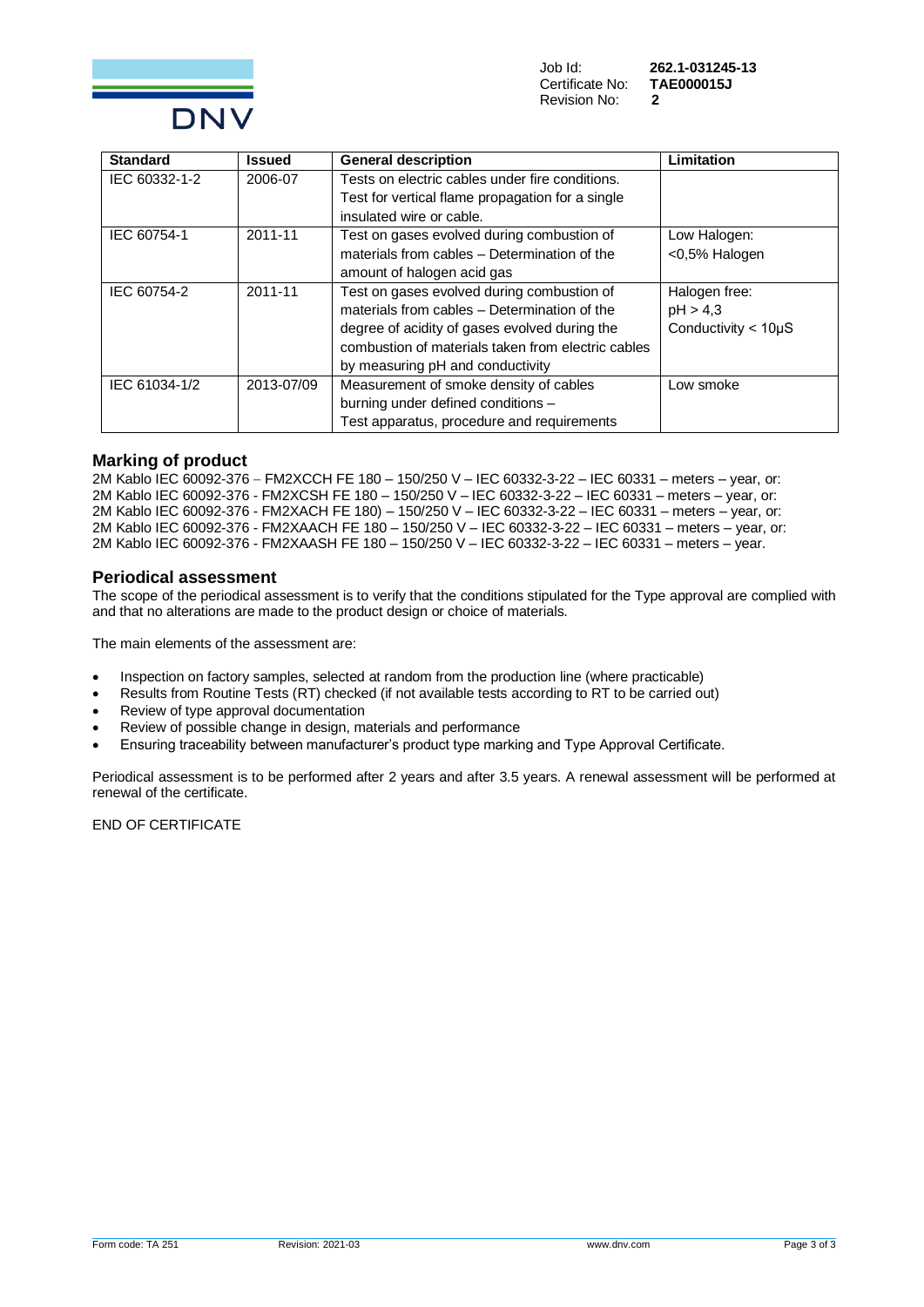| Standard | Issued | General description | Limitation |
|---|---|---|---|
| IEC 60332-1-2 | 2006-07 | Tests on electric cables under fire conditions. Test for vertical flame propagation for a single insulated wire or cable. | |
| IEC 60754-1 | 2011-11 | Test on gases evolved during combustion of materials from cables – Determination of the amount of halogen acid gas | Low Halogen: <0,5% Halogen |
| IEC 60754-2 | 2011-11 | Test on gases evolved during combustion of materials from cables – Determination of the degree of acidity of gases evolved during the combustion of materials taken from electric cables by measuring pH and conductivity | Halogen free: pH > 4,3 Conductivity < 10µS |
| IEC 61034-1/2 | 2013-07/09 | Measurement of smoke density of cables burning under defined conditions – Test apparatus, procedure and requirements | Low smoke |

## Marking of product

2M Kablo IEC 60092-376 – FM2XCCH FE 180 – 150/250 V – IEC 60332-3-22 – IEC 60331 – meters – year, or:
2M Kablo IEC 60092-376 - FM2XCSH FE 180 – 150/250 V – IEC 60332-3-22 – IEC 60331 – meters – year, or:
2M Kablo IEC 60092-376 - FM2XACH FE 180) – 150/250 V – IEC 60332-3-22 – IEC 60331 – meters – year, or:
2M Kablo IEC 60092-376 - FM2XAACH FE 180 – 150/250 V – IEC 60332-3-22 – IEC 60331 – meters – year, or:
2M Kablo IEC 60092-376 - FM2XAASH FE 180 – 150/250 V – IEC 60332-3-22 – IEC 60331 – meters – year.

## Periodical assessment

The scope of the periodical assessment is to verify that the conditions stipulated for the Type approval are complied with and that no alterations are made to the product design or choice of materials.

The main elements of the assessment are:

- Inspection on factory samples, selected at random from the production line (where practicable)
- Results from Routine Tests (RT) checked (if not available tests according to RT to be carried out)
- Review of type approval documentation
- Review of possible change in design, materials and performance
- Ensuring traceability between manufacturer's product type marking and Type Approval Certificate.

Periodical assessment is to be performed after 2 years and after 3.5 years. A renewal assessment will be performed at renewal of the certificate.

END OF CERTIFICATE